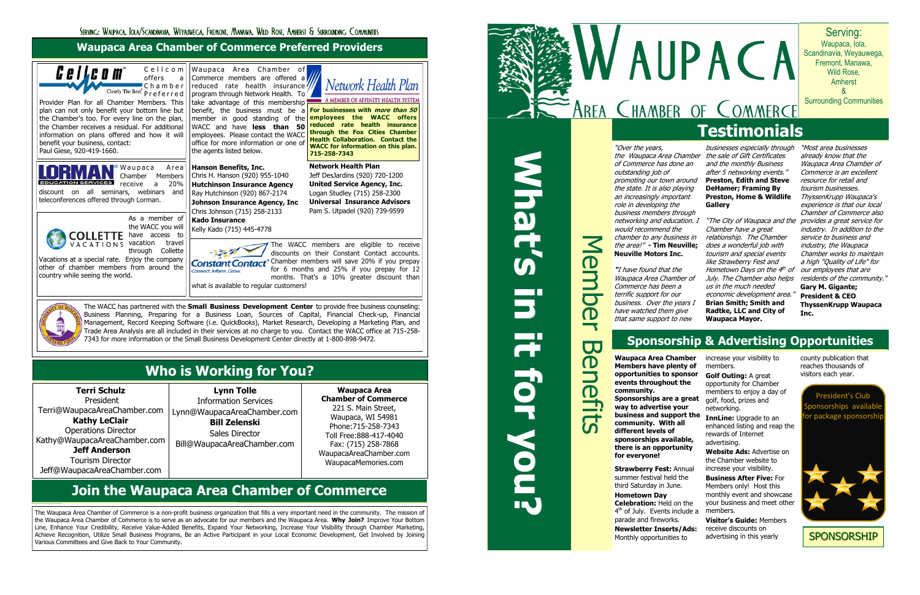SERVING: WAUPACA, IOLA/SCANDINAVIA, WEYAUWEGA, FREMONT, MANAWA, WILD ROSE, AMHERST & SURROUNDING COMMUNITIES

## Waupaca Area Chamber of Commerce Preferred Providers

Cellcom offers a Chamber Preferred Provider Plan for all Chamber Members. This plan can not only benefit your bottom line but the Chamber's too. For every line on the plan, the Chamber receives a residual. For additional information on plans offered and how it will benefit your business, contact:
Paul Giese, 920-419-1660.

Waupaca Area Chamber of Commerce members are offered a reduced rate health insurance program through Network Health. To take advantage of this membership benefit, the business must be a member in good standing of the WACC and have **less than 50** employees. Please contact the WACC office for more information or one of the agents listed below.

Network Health Plan — A MEMBER OF AFFINITY HEALTH SYSTEM

**For businesses with *more than 50* employees the WACC offers reduced rate health insurance through the Fox Cities Chamber Health Collaboration. Contact the WACC for information on this plan. 715-258-7343**

LORMAN EDUCATION SERVICES — Waupaca Area Chamber Members receive a 20% discount on all seminars, webinars and teleconferences offered through Lorman.

**Hanson Benefits, Inc.**
Chris H. Hanson (920) 955-1040
**Hutchinson Insurance Agency**
Ray Hutchinson (920) 867-2174
**Johnson Insurance Agency, Inc**
Chris Johnson (715) 258-2133
**Kado Insurance**
Kelly Kado (715) 445-4778

**Network Health Plan**
Jeff DesJardins (920) 720-1200
**United Service Agency, Inc.**
Logan Studley (715) 258-2300
**Universal Insurance Advisors**
Pam S. Utpadel (920) 739-9599

COLLETTE VACATIONS — As a member of the WACC you will have access to vacation travel through Collette Vacations at a special rate. Enjoy the company of other of chamber members from around the country while seeing the world.

Constant Contact — The WACC members are eligible to receive discounts on their Constant Contact accounts. Chamber members will save 20% if you prepay for 6 months and 25% if you prepay for 12 months. That's a 10% greater discount than what is available to regular customers!

The WACC has partnered with the **Small Business Development Center** to provide free business counseling: Business Planning, Preparing for a Business Loan, Sources of Capital, Financial Check-up, Financial Management, Record Keeping Software (i.e. QuickBooks), Market Research, Developing a Marketing Plan, and Trade Area Analysis are all included in their services at no charge to you. Contact the WACC office at 715-258-7343 for more information or the Small Business Development Center directly at 1-800-898-9472.

## Who is Working for You?

**Terri Schulz**
President
Terri@WaupacaAreaChamber.com
**Kathy LeClair**
Operations Director
Kathy@WaupacaAreaChamber.com
**Jeff Anderson**
Tourism Director
Jeff@WaupacaAreaChamber.com

**Lynn Tolle**
Information Services
Lynn@WaupacaAreaChamber.com
**Bill Zelenski**
Sales Director
Bill@WaupacaAreaChamber.com

**Waupaca Area Chamber of Commerce**
221 S. Main Street,
Waupaca, WI 54981
Phone:715-258-7343
Toll Free:888-417-4040
Fax: (715) 258-7868
WaupacaAreaChamber.com
WaupacaMemories.com

## Join the Waupaca Area Chamber of Commerce

The Waupaca Area Chamber of Commerce is a non-profit business organization that fills a very important need in the community. The mission of the Waupaca Area Chamber of Commerce is to serve as an advocate for our members and the Waupaca Area. **Why Join?** Improve Your Bottom Line, Enhance Your Credibility, Receive Value-Added Benefits, Expand Your Networking, Increase Your Visibility through Chamber Marketing, Achieve Recognition, Utilize Small Business Programs, Be an Active Participant in your Local Economic Development, Get Involved by Joining Various Committees and Give Back to Your Community.

# WAUPACA AREA CHAMBER OF COMMERCE

Serving:
Waupaca, Iola, Scandinavia, Weyauwega, Fremont, Manawa, Wild Rose, Amherst & Surrounding Communities

**What's in it for you?**

Member Benefits

## Testimonials

*"Over the years, the Waupaca Area Chamber of Commerce has done an outstanding job of promoting our town around the state. It is also playing an increasingly important role in developing the business members through networking and education. I would recommend the chamber to any business in the area!"* - **Tim Neuville; Neuville Motors Inc.**

*"I have found that the Waupaca Area Chamber of Commerce has been a terrific support for our business. Over the years I have watched them give that same support to new businesses especially through the sale of Gift Certificates and the monthly Business after 5 networking events."* **Preston, Edith and Steve DeHamer; Framing By Preston, Home & Wildlife Gallery**

*"The City of Waupaca and the Chamber have a great relationship. The Chamber does a wonderful job with tourism and special events like Strawberry Fest and Hometown Days on the 4th of July. The Chamber also helps us in the much needed economic development area."* **Brian Smith; Smith and Radtke, LLC and City of Waupaca Mayor.**

*"Most area businesses already know that the Waupaca Area Chamber of Commerce is an excellent resource for retail and tourism businesses. ThyssenKrupp Waupaca's experience is that our local Chamber of Commerce also provides a great service for industry. In addition to the service to business and industry, the Waupaca Chamber works to maintain a high "Quality of Life" for our employees that are residents of the community."* **Gary M. Gigante; President & CEO ThyssenKrupp Waupaca Inc.**

## Sponsorship & Advertising Opportunities

**Waupaca Area Chamber Members have plenty of opportunities to sponsor events throughout the community. Sponsorships are a great way to advertise your business and support the community. With all different levels of sponsorships available, there is an opportunity for everyone!**

**Strawberry Fest:** Annual summer festival held the third Saturday in June.

**Hometown Day Celebration:** Held on the 4th of July. Events include a parade and fireworks.

**Newsletter Inserts/Ads:** Monthly opportunities to increase your visibility to members.

**Golf Outing:** A great opportunity for Chamber members to enjoy a day of golf, food, prizes and networking.

**InnLine:** Upgrade to an enhanced listing and reap the rewards of Internet advertising.

**Website Ads:** Advertise on the Chamber website to increase your visibility.

**Business After Five:** For Members only! Host this monthly event and showcase your business and meet other members.

**Visitor's Guide:** Members receive discounts on advertising in this yearly county publication that reaches thousands of visitors each year.

President's Club Sponsorships available for package sponsorship

SPONSORSHIP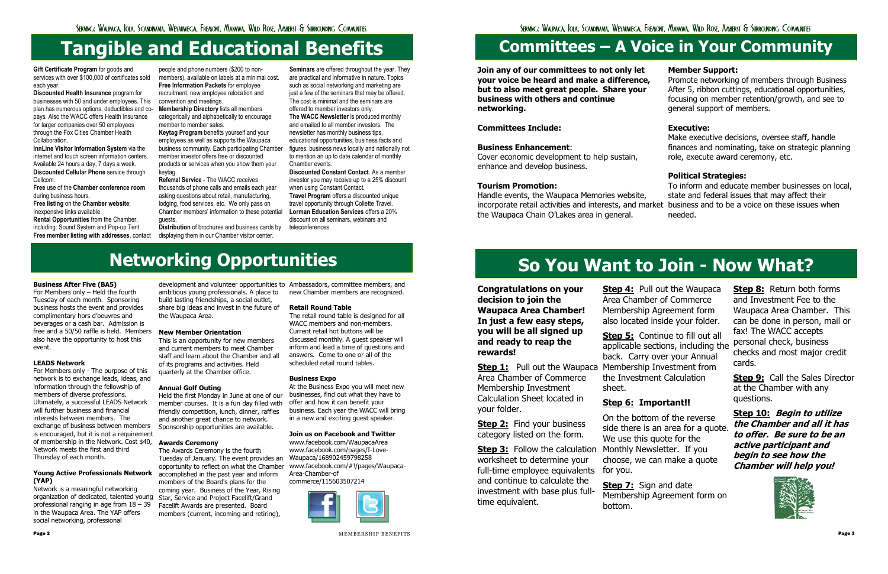# Tangible and Educational Benefits

**Gift Certificate Program** for goods and services with over $100,000 of certificates sold each year.

**Discounted Health Insurance** program for businesses with 50 and under employees. This plan has numerous options, deductibles and co-pays. Also the WACC offers Health Insurance for larger companies over 50 employees through the Fox Cities Chamber Health Collaboration.

**InnLine Visitor Information System** via the internet and touch screen information centers. Available 24 hours a day, 7 days a week.

**Discounted Cellular Phone** service through Cellcom.

**Free** use of the **Chamber conference room** during business hours.

**Free listing** on the **Chamber website**; Inexpensive links available.

**Rental Opportunities** from the Chamber, including: Sound System and Pop-up Tent.

**Free member listing with addresses**, contact people and phone numbers ($200 to non-members), available on labels at a minimal cost.

**Free Information Packets** for employee recruitment, new employee relocation and convention and meetings.

**Membership Directory** lists all members categorically and alphabetically to encourage member to member sales.

**Keytag Program** benefits yourself and your employees as well as supports the Waupaca business community. Each participating Chamber member investor offers free or discounted products or services when you show them your keytag.

**Referral Service** - The WACC receives thousands of phone calls and emails each year asking questions about retail, manufacturing, lodging, food services, etc. We only pass on Chamber members' information to these potential guests.

**Distribution** of brochures and business cards by displaying them in our Chamber visitor center.

**Seminars** are offered throughout the year. They are practical and informative in nature. Topics such as social networking and marketing are just a few of the seminars that may be offered. The cost is minimal and the seminars are offered to member investors only.

**The WACC Newsletter** is produced monthly and emailed to all member investors. The newsletter has monthly business tips, educational opportunities, business facts and figures, business news locally and nationally not to mention an up to date calendar of monthly Chamber events.

**Discounted Constant Contact**. As a member investor you may receive up to a 25% discount when using Constant Contact.

**Travel Program** offers a discounted unique travel opportunity through Collette Travel.

**Lorman Education Services** offers a 20% discount on all seminars, webinars and teleconferences.

# Networking Opportunities

**Business After Five (BA5)**
For Members only – Held the fourth Tuesday of each month. Sponsoring business hosts the event and provides complimentary hors d'oeuvres and beverages or a cash bar. Admission is free and a 50/50 raffle is held. Members also have the opportunity to host this event.

**LEADS Network**
For Members only - The purpose of this network is to exchange leads, ideas, and information through the fellowship of members of diverse professions. Ultimately, a successful LEADS Network will further business and financial interests between members. The exchange of business between members is encouraged, but it is not a requirement of membership in the Network. Cost $40, Network meets the first and third Thursday of each month.

**Young Active Professionals Network (YAP)**
Network is a meaningful networking organization of dedicated, talented young professional ranging in age from 18 – 39 in the Waupaca Area. The YAP offers social networking, professional development and volunteer opportunities to ambitious young professionals. A place to build lasting friendships, a social outlet, share big ideas and invest in the future of the Waupaca Area.

**New Member Orientation**
This is an opportunity for new members and current members to meet Chamber staff and learn about the Chamber and all of its programs and activities. Held quarterly at the Chamber office.

**Annual Golf Outing**
Held the first Monday in June at one of our member courses. It is a fun day filled with friendly competition, lunch, dinner, raffles and another great chance to network. Sponsorship opportunities are available.

**Awards Ceremony**
The Awards Ceremony is the fourth Tuesday of January. The event provides an opportunity to reflect on what the Chamber accomplished in the past year and inform members of the Board's plans for the coming year. Business of the Year, Rising Star, Service and Project Facelift/Grand Facelift Awards are presented. Board members (current, incoming and retiring), Ambassadors, committee members, and new Chamber members are recognized.

**Retail Round Table**
The retail round table is designed for all WACC members and non-members. Current retail hot buttons will be discussed monthly. A guest speaker will inform and lead a time of questions and answers. Come to one or all of the scheduled retail round tables.

**Business Expo**
At the Business Expo you will meet new businesses, find out what they have to offer and how it can benefit your business. Each year the WACC will bring in a new and exciting guest speaker.

**Join us on Facebook and Twitter**
www.facebook.com/WaupacaArea
www.facebook.com/pages/I-Love-Waupaca/168902459798258
www.facebook.com/#!/pages/Waupaca-Area-Chamber-of commerce/115603507214

# Committees – A Voice in Your Community

**Join any of our committees to not only let your voice be heard and make a difference, but to also meet great people. Share your business with others and continue networking.**

**Committees Include:**

**Business Enhancement**:
Cover economic development to help sustain, enhance and develop business.

**Tourism Promotion:**
Handle events, the Waupaca Memories website, incorporate retail activities and interests, and market the Waupaca Chain O'Lakes area in general.

**Member Support:**
Promote networking of members through Business After 5, ribbon cuttings, educational opportunities, focusing on member retention/growth, and see to general support of members.

**Executive:**
Make executive decisions, oversee staff, handle finances and nominating, take on strategic planning role, execute award ceremony, etc.

**Political Strategies:**
To inform and educate member businesses on local, state and federal issues that may affect their business and to be a voice on these issues when needed.

# So You Want to Join - Now What?

**Congratulations on your decision to join the Waupaca Area Chamber! In just a few easy steps, you will be all signed up and ready to reap the rewards!**

**Step 1:** Pull out the Waupaca Area Chamber of Commerce Membership Investment Calculation Sheet located in your folder.

**Step 2:** Find your business category listed on the form.

**Step 3:** Follow the calculation worksheet to determine your full-time employee equivalents and continue to calculate the investment with base plus full-time equivalent.

**Step 4:** Pull out the Waupaca Area Chamber of Commerce Membership Agreement form also located inside your folder.

**Step 5:** Continue to fill out all applicable sections, including the back. Carry over your Annual Membership Investment from the Investment Calculation sheet.

**Step 6: Important!!**

On the bottom of the reverse side there is an area for a quote. We use this quote for the Monthly Newsletter. If you choose, we can make a quote for you.

**Step 7:** Sign and date Membership Agreement form on bottom.

**Step 8:** Return both forms and Investment Fee to the Waupaca Area Chamber. This can be done in person, mail or fax! The WACC accepts personal check, business checks and most major credit cards.

**Step 9:** Call the Sales Director at the Chamber with any questions.

**Step 10:** ***Begin to utilize the Chamber and all it has to offer. Be sure to be an active participant and begin to see how the Chamber will help you!***